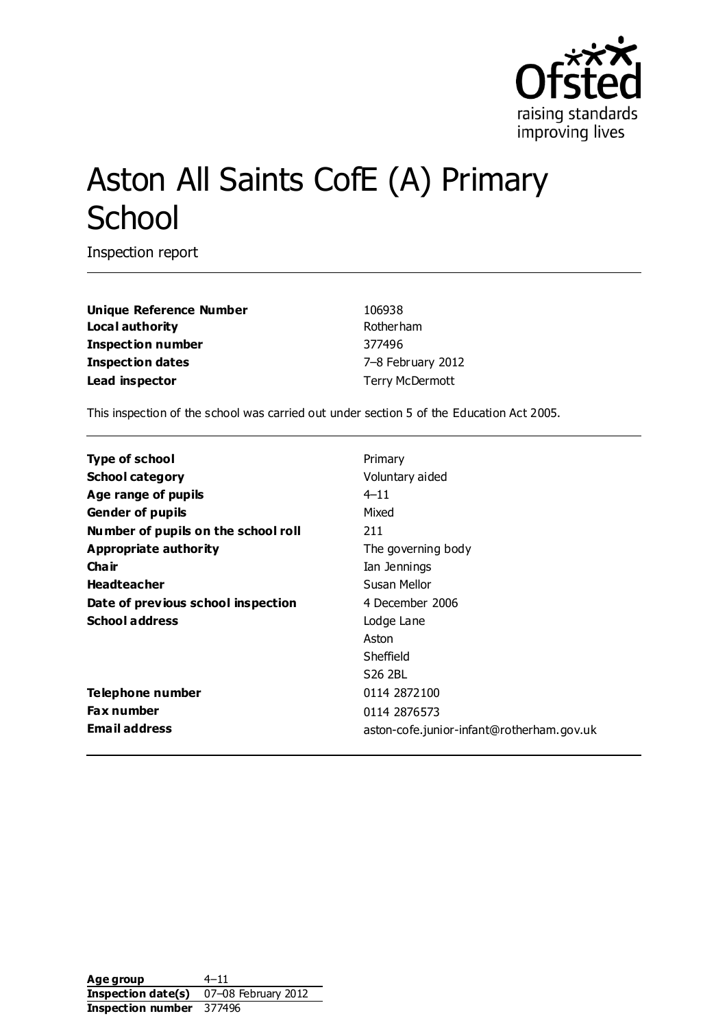# Aston All Saints CofE (A) Primary School

Inspection report

| | |
|---|---|
| **Unique Reference Number** | 106938 |
| **Local authority** | Rotherham |
| **Inspection number** | 377496 |
| **Inspection dates** | 7–8 February 2012 |
| **Lead inspector** | Terry McDermott |

This inspection of the school was carried out under section 5 of the Education Act 2005.

| | |
|---|---|
| **Type of school** | Primary |
| **School category** | Voluntary aided |
| **Age range of pupils** | 4–11 |
| **Gender of pupils** | Mixed |
| **Number of pupils on the school roll** | 211 |
| **Appropriate authority** | The governing body |
| **Chair** | Ian Jennings |
| **Headteacher** | Susan Mellor |
| **Date of previous school inspection** | 4 December 2006 |
| **School address** | Lodge Lane<br>Aston<br>Sheffield<br>S26 2BL |
| **Telephone number** | 0114 2872100 |
| **Fax number** | 0114 2876573 |
| **Email address** | aston-cofe.junior-infant@rotherham.gov.uk |

| | |
|---|---|
| **Age group** | 4–11 |
| **Inspection date(s)** | 07–08 February 2012 |
| **Inspection number** | 377496 |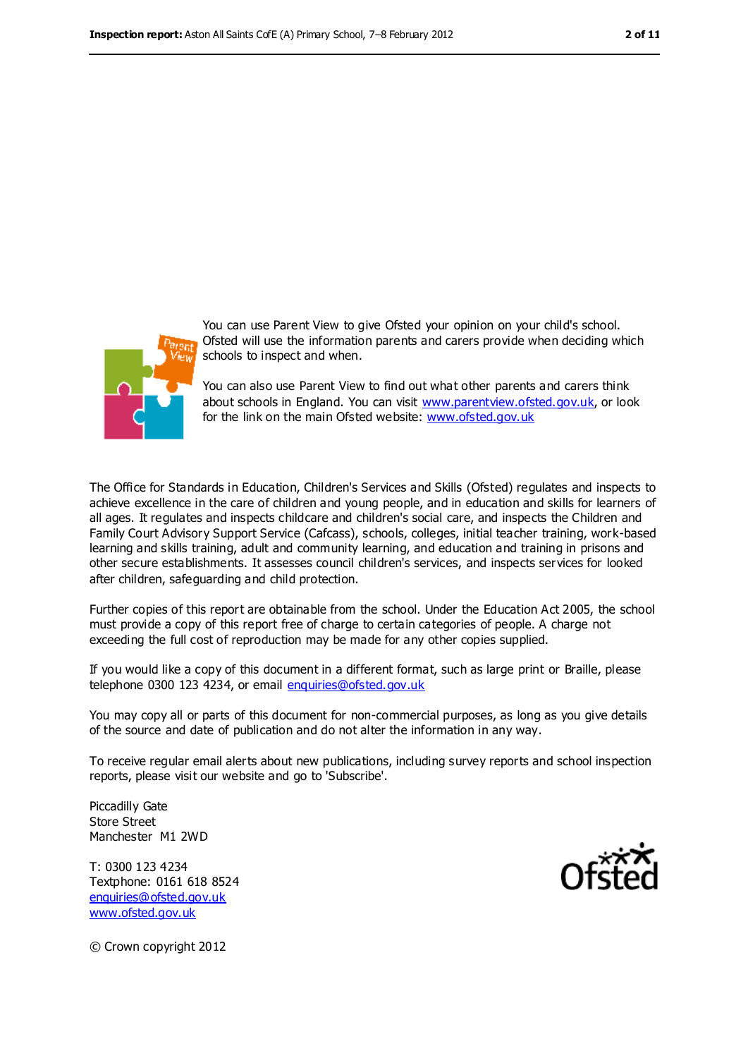You can use Parent View to give Ofsted your opinion on your child's school. Ofsted will use the information parents and carers provide when deciding which schools to inspect and when.

You can also use Parent View to find out what other parents and carers think about schools in England. You can visit www.parentview.ofsted.gov.uk, or look for the link on the main Ofsted website: www.ofsted.gov.uk

The Office for Standards in Education, Children's Services and Skills (Ofsted) regulates and inspects to achieve excellence in the care of children and young people, and in education and skills for learners of all ages. It regulates and inspects childcare and children's social care, and inspects the Children and Family Court Advisory Support Service (Cafcass), schools, colleges, initial teacher training, work-based learning and skills training, adult and community learning, and education and training in prisons and other secure establishments. It assesses council children's services, and inspects services for looked after children, safeguarding and child protection.

Further copies of this report are obtainable from the school. Under the Education Act 2005, the school must provide a copy of this report free of charge to certain categories of people. A charge not exceeding the full cost of reproduction may be made for any other copies supplied.

If you would like a copy of this document in a different format, such as large print or Braille, please telephone 0300 123 4234, or email enquiries@ofsted.gov.uk

You may copy all or parts of this document for non-commercial purposes, as long as you give details of the source and date of publication and do not alter the information in any way.

To receive regular email alerts about new publications, including survey reports and school inspection reports, please visit our website and go to 'Subscribe'.

Piccadilly Gate  
Store Street  
Manchester M1 2WD

T: 0300 123 4234  
Textphone: 0161 618 8524  
enquiries@ofsted.gov.uk  
www.ofsted.gov.uk

© Crown copyright 2012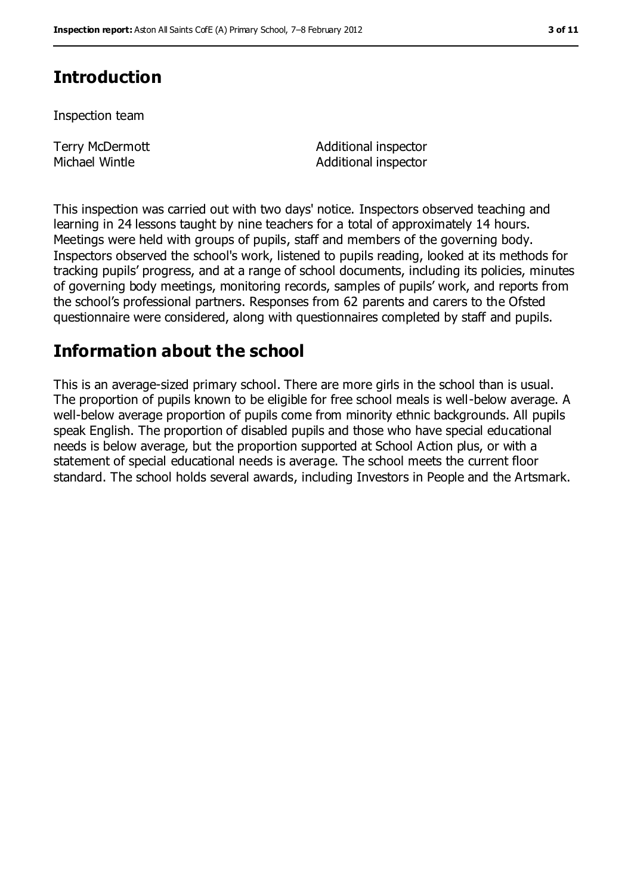## Introduction

Inspection team

| | |
|---|---|
| Terry McDermott | Additional inspector |
| Michael Wintle | Additional inspector |

This inspection was carried out with two days' notice. Inspectors observed teaching and learning in 24 lessons taught by nine teachers for a total of approximately 14 hours. Meetings were held with groups of pupils, staff and members of the governing body. Inspectors observed the school's work, listened to pupils reading, looked at its methods for tracking pupils' progress, and at a range of school documents, including its policies, minutes of governing body meetings, monitoring records, samples of pupils' work, and reports from the school's professional partners. Responses from 62 parents and carers to the Ofsted questionnaire were considered, along with questionnaires completed by staff and pupils.

## Information about the school

This is an average-sized primary school. There are more girls in the school than is usual. The proportion of pupils known to be eligible for free school meals is well-below average. A well-below average proportion of pupils come from minority ethnic backgrounds. All pupils speak English. The proportion of disabled pupils and those who have special educational needs is below average, but the proportion supported at School Action plus, or with a statement of special educational needs is average. The school meets the current floor standard. The school holds several awards, including Investors in People and the Artsmark.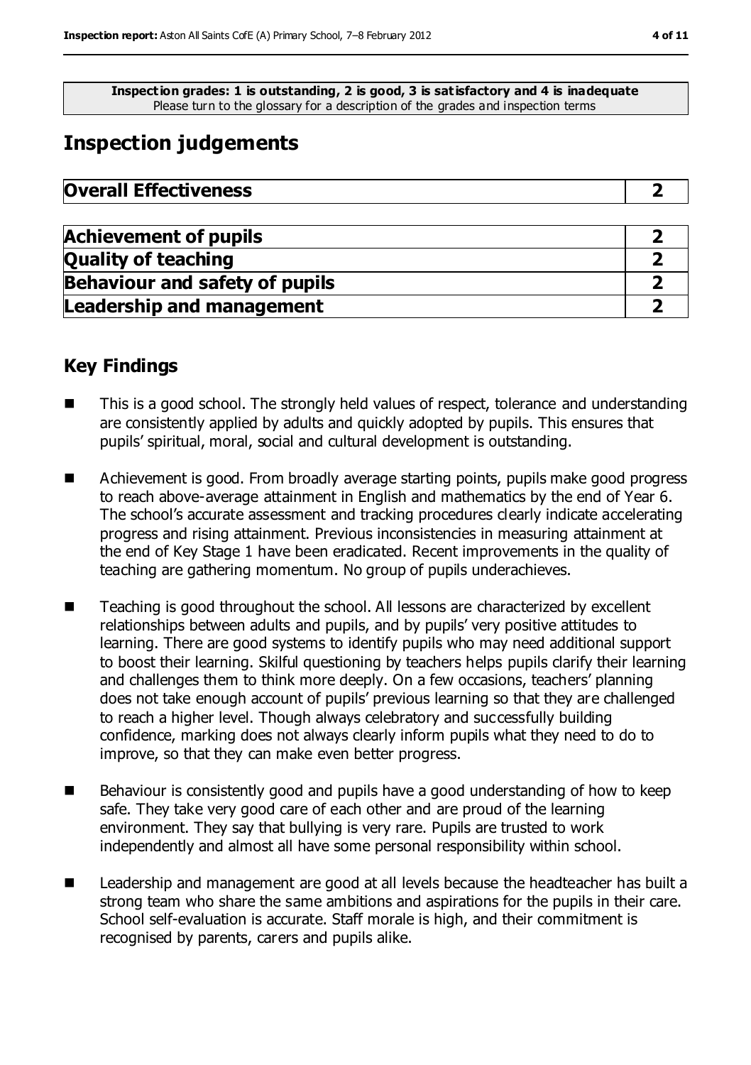**Inspection grades: 1 is outstanding, 2 is good, 3 is satisfactory and 4 is inadequate**
Please turn to the glossary for a description of the grades and inspection terms

# Inspection judgements

| **Overall Effectiveness** | **2** |
|---|---|

| **Achievement of pupils** | **2** |
|---|---|
| **Quality of teaching** | **2** |
| **Behaviour and safety of pupils** | **2** |
| **Leadership and management** | **2** |

## Key Findings

- This is a good school. The strongly held values of respect, tolerance and understanding are consistently applied by adults and quickly adopted by pupils. This ensures that pupils' spiritual, moral, social and cultural development is outstanding.
- Achievement is good. From broadly average starting points, pupils make good progress to reach above-average attainment in English and mathematics by the end of Year 6. The school's accurate assessment and tracking procedures clearly indicate accelerating progress and rising attainment. Previous inconsistencies in measuring attainment at the end of Key Stage 1 have been eradicated. Recent improvements in the quality of teaching are gathering momentum. No group of pupils underachieves.
- Teaching is good throughout the school. All lessons are characterized by excellent relationships between adults and pupils, and by pupils' very positive attitudes to learning. There are good systems to identify pupils who may need additional support to boost their learning. Skilful questioning by teachers helps pupils clarify their learning and challenges them to think more deeply. On a few occasions, teachers' planning does not take enough account of pupils' previous learning so that they are challenged to reach a higher level. Though always celebratory and successfully building confidence, marking does not always clearly inform pupils what they need to do to improve, so that they can make even better progress.
- Behaviour is consistently good and pupils have a good understanding of how to keep safe. They take very good care of each other and are proud of the learning environment. They say that bullying is very rare. Pupils are trusted to work independently and almost all have some personal responsibility within school.
- Leadership and management are good at all levels because the headteacher has built a strong team who share the same ambitions and aspirations for the pupils in their care. School self-evaluation is accurate. Staff morale is high, and their commitment is recognised by parents, carers and pupils alike.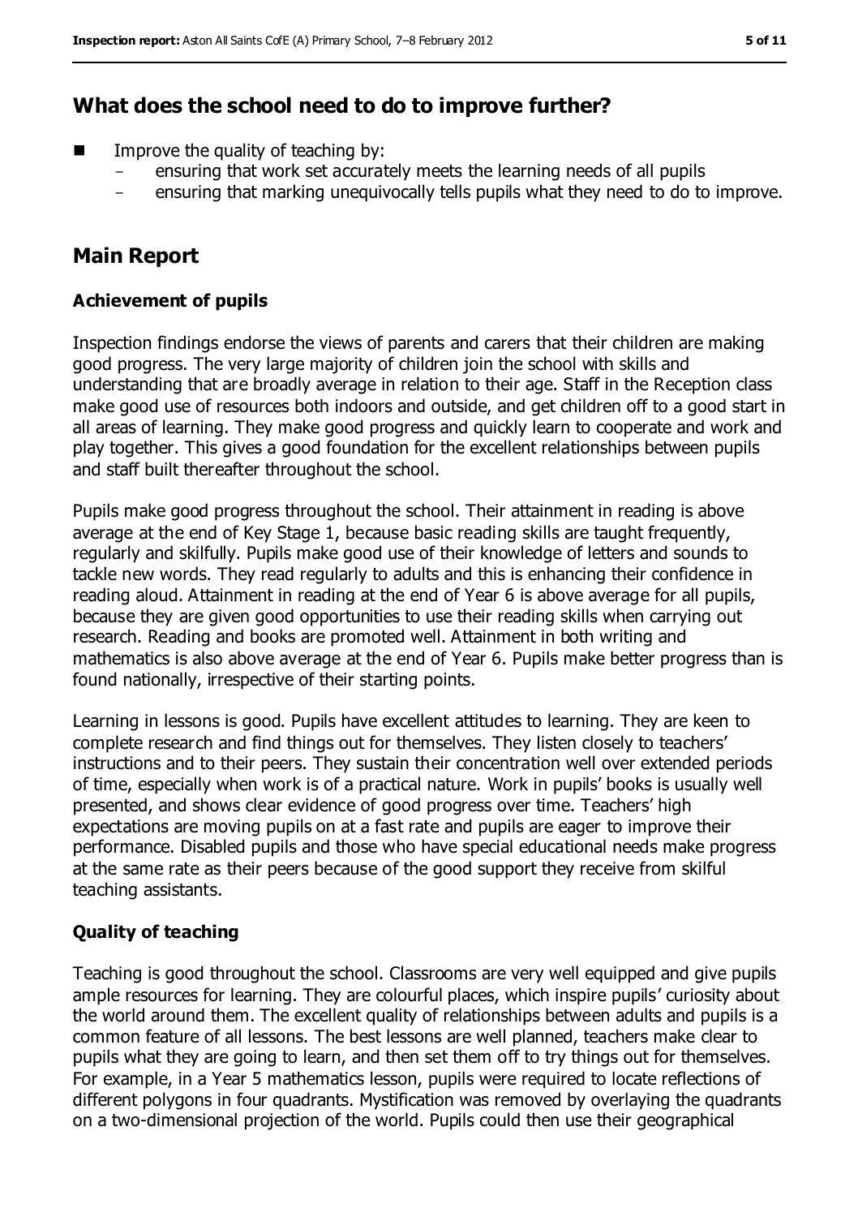## What does the school need to do to improve further?

- Improve the quality of teaching by:
  - ensuring that work set accurately meets the learning needs of all pupils
  - ensuring that marking unequivocally tells pupils what they need to do to improve.

## Main Report

### Achievement of pupils

Inspection findings endorse the views of parents and carers that their children are making good progress. The very large majority of children join the school with skills and understanding that are broadly average in relation to their age. Staff in the Reception class make good use of resources both indoors and outside, and get children off to a good start in all areas of learning. They make good progress and quickly learn to cooperate and work and play together. This gives a good foundation for the excellent relationships between pupils and staff built thereafter throughout the school.

Pupils make good progress throughout the school. Their attainment in reading is above average at the end of Key Stage 1, because basic reading skills are taught frequently, regularly and skilfully. Pupils make good use of their knowledge of letters and sounds to tackle new words. They read regularly to adults and this is enhancing their confidence in reading aloud. Attainment in reading at the end of Year 6 is above average for all pupils, because they are given good opportunities to use their reading skills when carrying out research. Reading and books are promoted well. Attainment in both writing and mathematics is also above average at the end of Year 6. Pupils make better progress than is found nationally, irrespective of their starting points.

Learning in lessons is good. Pupils have excellent attitudes to learning. They are keen to complete research and find things out for themselves. They listen closely to teachers' instructions and to their peers. They sustain their concentration well over extended periods of time, especially when work is of a practical nature. Work in pupils' books is usually well presented, and shows clear evidence of good progress over time. Teachers' high expectations are moving pupils on at a fast rate and pupils are eager to improve their performance. Disabled pupils and those who have special educational needs make progress at the same rate as their peers because of the good support they receive from skilful teaching assistants.

### Quality of teaching

Teaching is good throughout the school. Classrooms are very well equipped and give pupils ample resources for learning. They are colourful places, which inspire pupils' curiosity about the world around them. The excellent quality of relationships between adults and pupils is a common feature of all lessons. The best lessons are well planned, teachers make clear to pupils what they are going to learn, and then set them off to try things out for themselves. For example, in a Year 5 mathematics lesson, pupils were required to locate reflections of different polygons in four quadrants. Mystification was removed by overlaying the quadrants on a two-dimensional projection of the world. Pupils could then use their geographical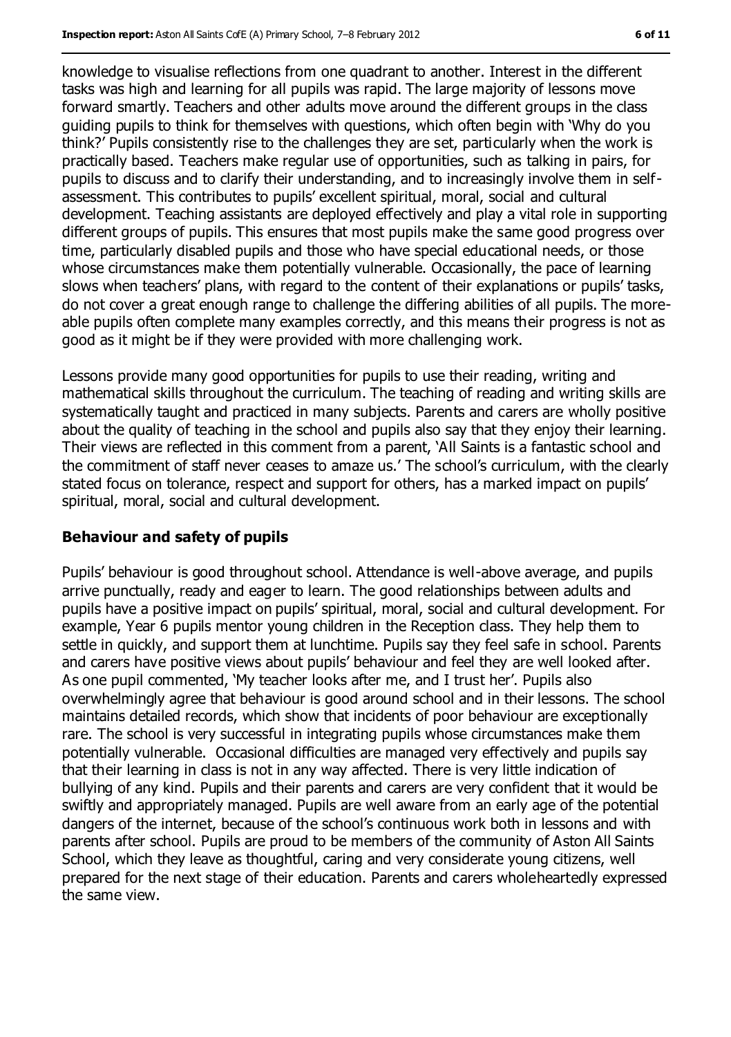knowledge to visualise reflections from one quadrant to another. Interest in the different tasks was high and learning for all pupils was rapid. The large majority of lessons move forward smartly. Teachers and other adults move around the different groups in the class guiding pupils to think for themselves with questions, which often begin with 'Why do you think?' Pupils consistently rise to the challenges they are set, particularly when the work is practically based. Teachers make regular use of opportunities, such as talking in pairs, for pupils to discuss and to clarify their understanding, and to increasingly involve them in self-assessment. This contributes to pupils' excellent spiritual, moral, social and cultural development. Teaching assistants are deployed effectively and play a vital role in supporting different groups of pupils. This ensures that most pupils make the same good progress over time, particularly disabled pupils and those who have special educational needs, or those whose circumstances make them potentially vulnerable. Occasionally, the pace of learning slows when teachers' plans, with regard to the content of their explanations or pupils' tasks, do not cover a great enough range to challenge the differing abilities of all pupils. The more-able pupils often complete many examples correctly, and this means their progress is not as good as it might be if they were provided with more challenging work.

Lessons provide many good opportunities for pupils to use their reading, writing and mathematical skills throughout the curriculum. The teaching of reading and writing skills are systematically taught and practiced in many subjects. Parents and carers are wholly positive about the quality of teaching in the school and pupils also say that they enjoy their learning. Their views are reflected in this comment from a parent, 'All Saints is a fantastic school and the commitment of staff never ceases to amaze us.' The school's curriculum, with the clearly stated focus on tolerance, respect and support for others, has a marked impact on pupils' spiritual, moral, social and cultural development.

### Behaviour and safety of pupils

Pupils' behaviour is good throughout school. Attendance is well-above average, and pupils arrive punctually, ready and eager to learn. The good relationships between adults and pupils have a positive impact on pupils' spiritual, moral, social and cultural development. For example, Year 6 pupils mentor young children in the Reception class. They help them to settle in quickly, and support them at lunchtime. Pupils say they feel safe in school. Parents and carers have positive views about pupils' behaviour and feel they are well looked after. As one pupil commented, 'My teacher looks after me, and I trust her'. Pupils also overwhelmingly agree that behaviour is good around school and in their lessons. The school maintains detailed records, which show that incidents of poor behaviour are exceptionally rare. The school is very successful in integrating pupils whose circumstances make them potentially vulnerable. Occasional difficulties are managed very effectively and pupils say that their learning in class is not in any way affected. There is very little indication of bullying of any kind. Pupils and their parents and carers are very confident that it would be swiftly and appropriately managed. Pupils are well aware from an early age of the potential dangers of the internet, because of the school's continuous work both in lessons and with parents after school. Pupils are proud to be members of the community of Aston All Saints School, which they leave as thoughtful, caring and very considerate young citizens, well prepared for the next stage of their education. Parents and carers wholeheartedly expressed the same view.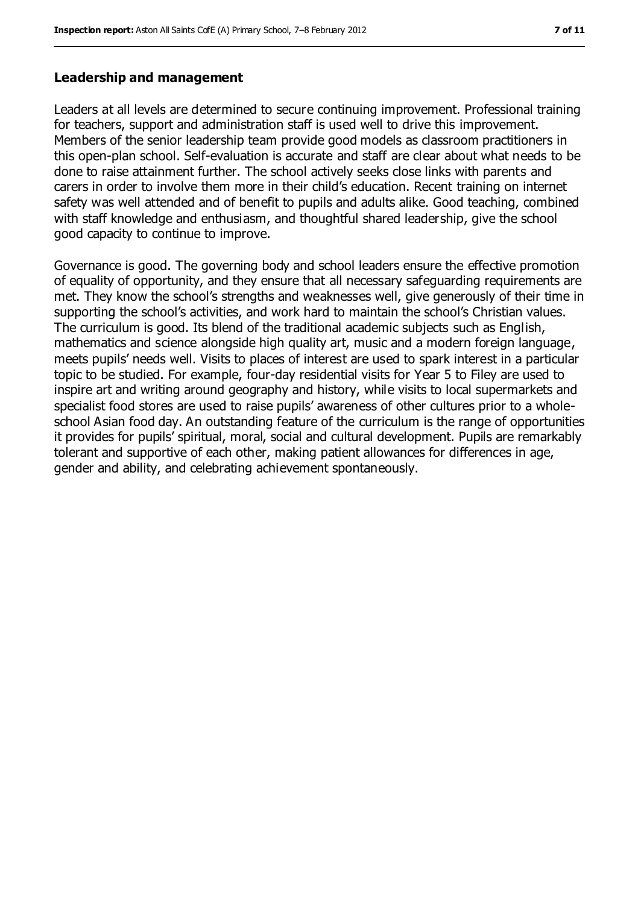### Leadership and management

Leaders at all levels are determined to secure continuing improvement. Professional training for teachers, support and administration staff is used well to drive this improvement. Members of the senior leadership team provide good models as classroom practitioners in this open-plan school. Self-evaluation is accurate and staff are clear about what needs to be done to raise attainment further. The school actively seeks close links with parents and carers in order to involve them more in their child's education. Recent training on internet safety was well attended and of benefit to pupils and adults alike. Good teaching, combined with staff knowledge and enthusiasm, and thoughtful shared leadership, give the school good capacity to continue to improve.

Governance is good. The governing body and school leaders ensure the effective promotion of equality of opportunity, and they ensure that all necessary safeguarding requirements are met. They know the school's strengths and weaknesses well, give generously of their time in supporting the school's activities, and work hard to maintain the school's Christian values. The curriculum is good. Its blend of the traditional academic subjects such as English, mathematics and science alongside high quality art, music and a modern foreign language, meets pupils' needs well. Visits to places of interest are used to spark interest in a particular topic to be studied. For example, four-day residential visits for Year 5 to Filey are used to inspire art and writing around geography and history, while visits to local supermarkets and specialist food stores are used to raise pupils' awareness of other cultures prior to a whole-school Asian food day. An outstanding feature of the curriculum is the range of opportunities it provides for pupils' spiritual, moral, social and cultural development. Pupils are remarkably tolerant and supportive of each other, making patient allowances for differences in age, gender and ability, and celebrating achievement spontaneously.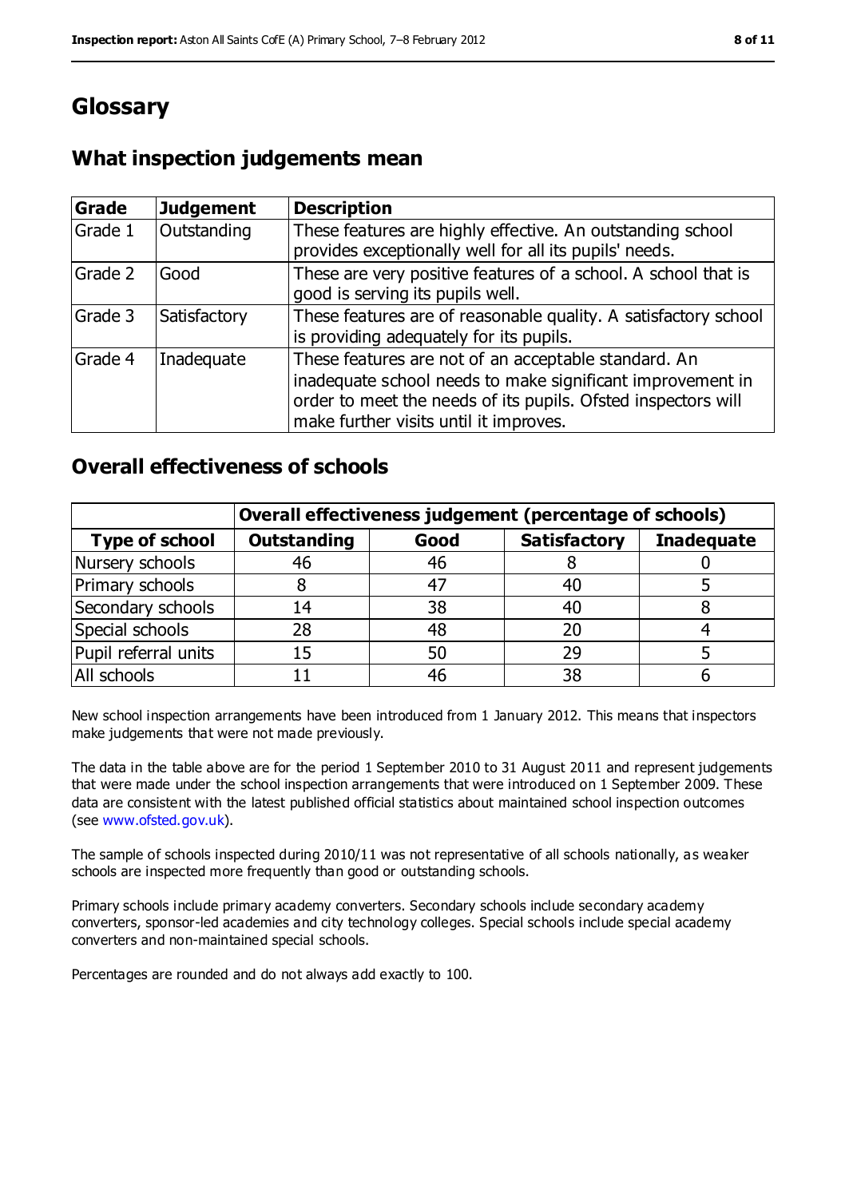# Glossary

## What inspection judgements mean

| Grade | Judgement | Description |
|---|---|---|
| Grade 1 | Outstanding | These features are highly effective. An outstanding school provides exceptionally well for all its pupils' needs. |
| Grade 2 | Good | These are very positive features of a school. A school that is good is serving its pupils well. |
| Grade 3 | Satisfactory | These features are of reasonable quality. A satisfactory school is providing adequately for its pupils. |
| Grade 4 | Inadequate | These features are not of an acceptable standard. An inadequate school needs to make significant improvement in order to meet the needs of its pupils. Ofsted inspectors will make further visits until it improves. |

## Overall effectiveness of schools

| | Overall effectiveness judgement (percentage of schools) | | | |
|---|---|---|---|---|
| **Type of school** | **Outstanding** | **Good** | **Satisfactory** | **Inadequate** |
| Nursery schools | 46 | 46 | 8 | 0 |
| Primary schools | 8 | 47 | 40 | 5 |
| Secondary schools | 14 | 38 | 40 | 8 |
| Special schools | 28 | 48 | 20 | 4 |
| Pupil referral units | 15 | 50 | 29 | 5 |
| All schools | 11 | 46 | 38 | 6 |

New school inspection arrangements have been introduced from 1 January 2012. This means that inspectors make judgements that were not made previously.

The data in the table above are for the period 1 September 2010 to 31 August 2011 and represent judgements that were made under the school inspection arrangements that were introduced on 1 September 2009. These data are consistent with the latest published official statistics about maintained school inspection outcomes (see www.ofsted.gov.uk).

The sample of schools inspected during 2010/11 was not representative of all schools nationally, as weaker schools are inspected more frequently than good or outstanding schools.

Primary schools include primary academy converters. Secondary schools include secondary academy converters, sponsor-led academies and city technology colleges. Special schools include special academy converters and non-maintained special schools.

Percentages are rounded and do not always add exactly to 100.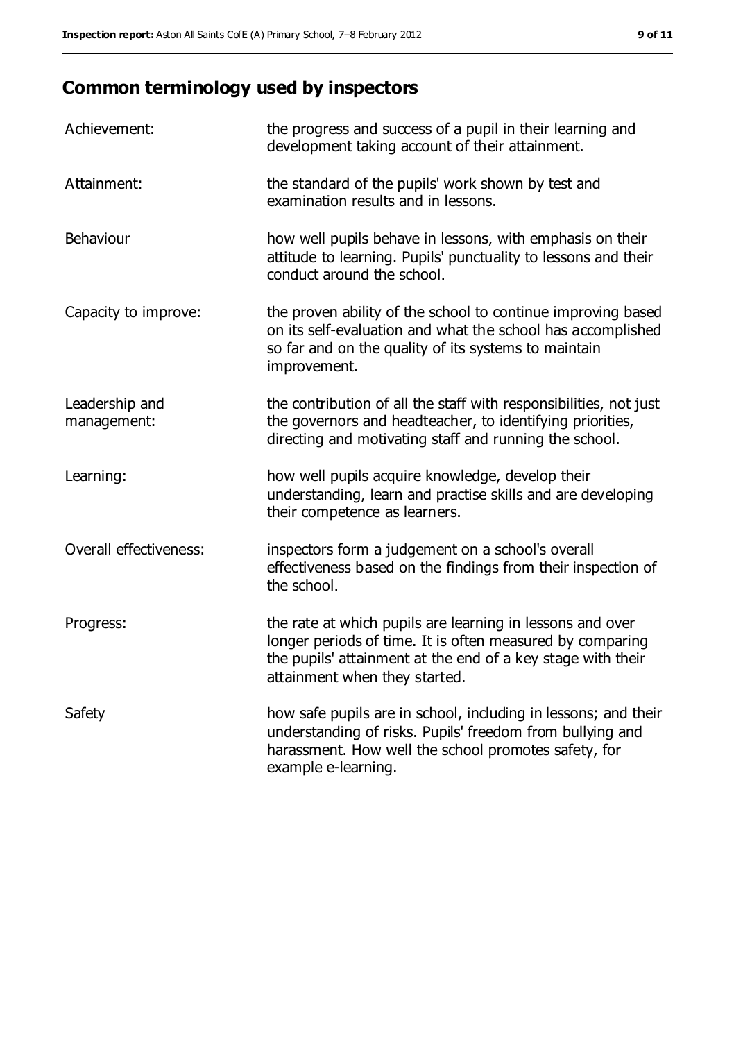## Common terminology used by inspectors

| | |
|---|---|
| Achievement: | the progress and success of a pupil in their learning and development taking account of their attainment. |
| Attainment: | the standard of the pupils' work shown by test and examination results and in lessons. |
| Behaviour | how well pupils behave in lessons, with emphasis on their attitude to learning. Pupils' punctuality to lessons and their conduct around the school. |
| Capacity to improve: | the proven ability of the school to continue improving based on its self-evaluation and what the school has accomplished so far and on the quality of its systems to maintain improvement. |
| Leadership and management: | the contribution of all the staff with responsibilities, not just the governors and headteacher, to identifying priorities, directing and motivating staff and running the school. |
| Learning: | how well pupils acquire knowledge, develop their understanding, learn and practise skills and are developing their competence as learners. |
| Overall effectiveness: | inspectors form a judgement on a school's overall effectiveness based on the findings from their inspection of the school. |
| Progress: | the rate at which pupils are learning in lessons and over longer periods of time. It is often measured by comparing the pupils' attainment at the end of a key stage with their attainment when they started. |
| Safety | how safe pupils are in school, including in lessons; and their understanding of risks. Pupils' freedom from bullying and harassment. How well the school promotes safety, for example e-learning. |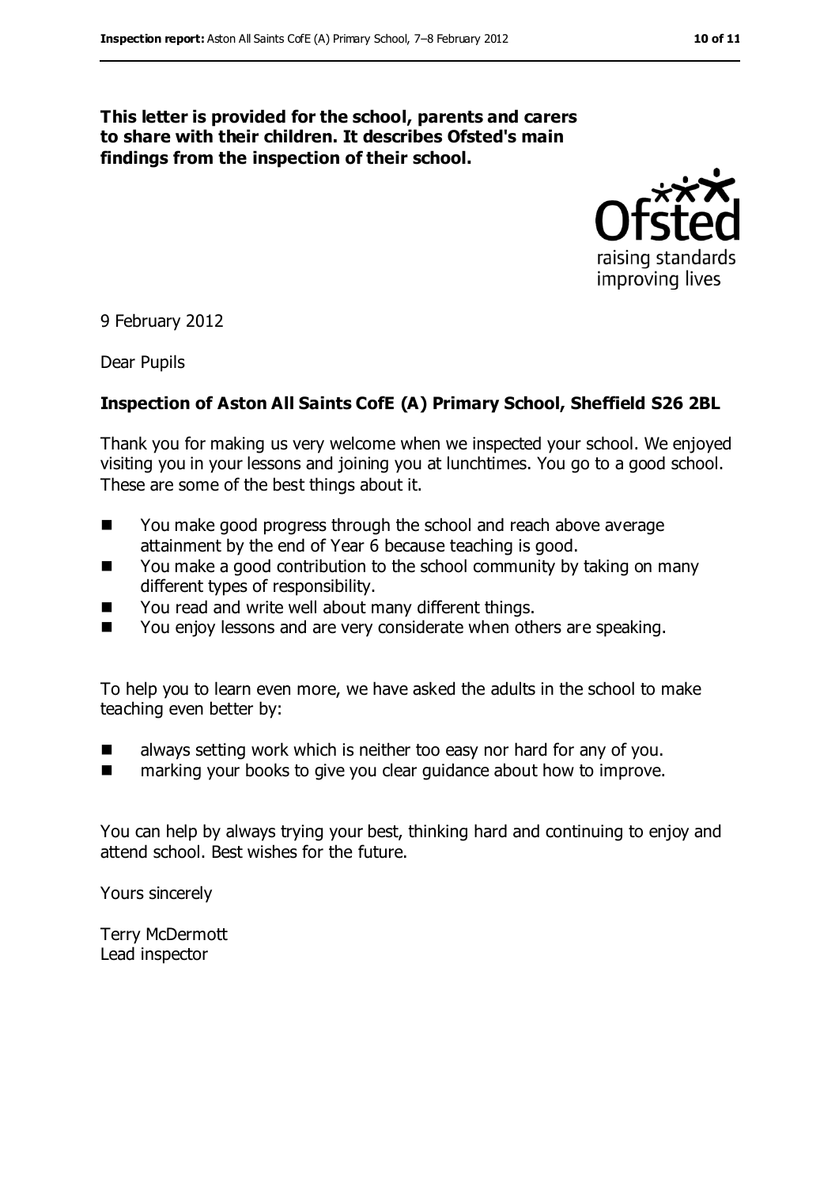**This letter is provided for the school, parents and carers to share with their children. It describes Ofsted's main findings from the inspection of their school.**

9 February 2012

Dear Pupils

**Inspection of Aston All Saints CofE (A) Primary School, Sheffield S26 2BL**

Thank you for making us very welcome when we inspected your school. We enjoyed visiting you in your lessons and joining you at lunchtimes. You go to a good school. These are some of the best things about it.

- You make good progress through the school and reach above average attainment by the end of Year 6 because teaching is good.
- You make a good contribution to the school community by taking on many different types of responsibility.
- You read and write well about many different things.
- You enjoy lessons and are very considerate when others are speaking.

To help you to learn even more, we have asked the adults in the school to make teaching even better by:

- always setting work which is neither too easy nor hard for any of you.
- marking your books to give you clear guidance about how to improve.

You can help by always trying your best, thinking hard and continuing to enjoy and attend school. Best wishes for the future.

Yours sincerely

Terry McDermott
Lead inspector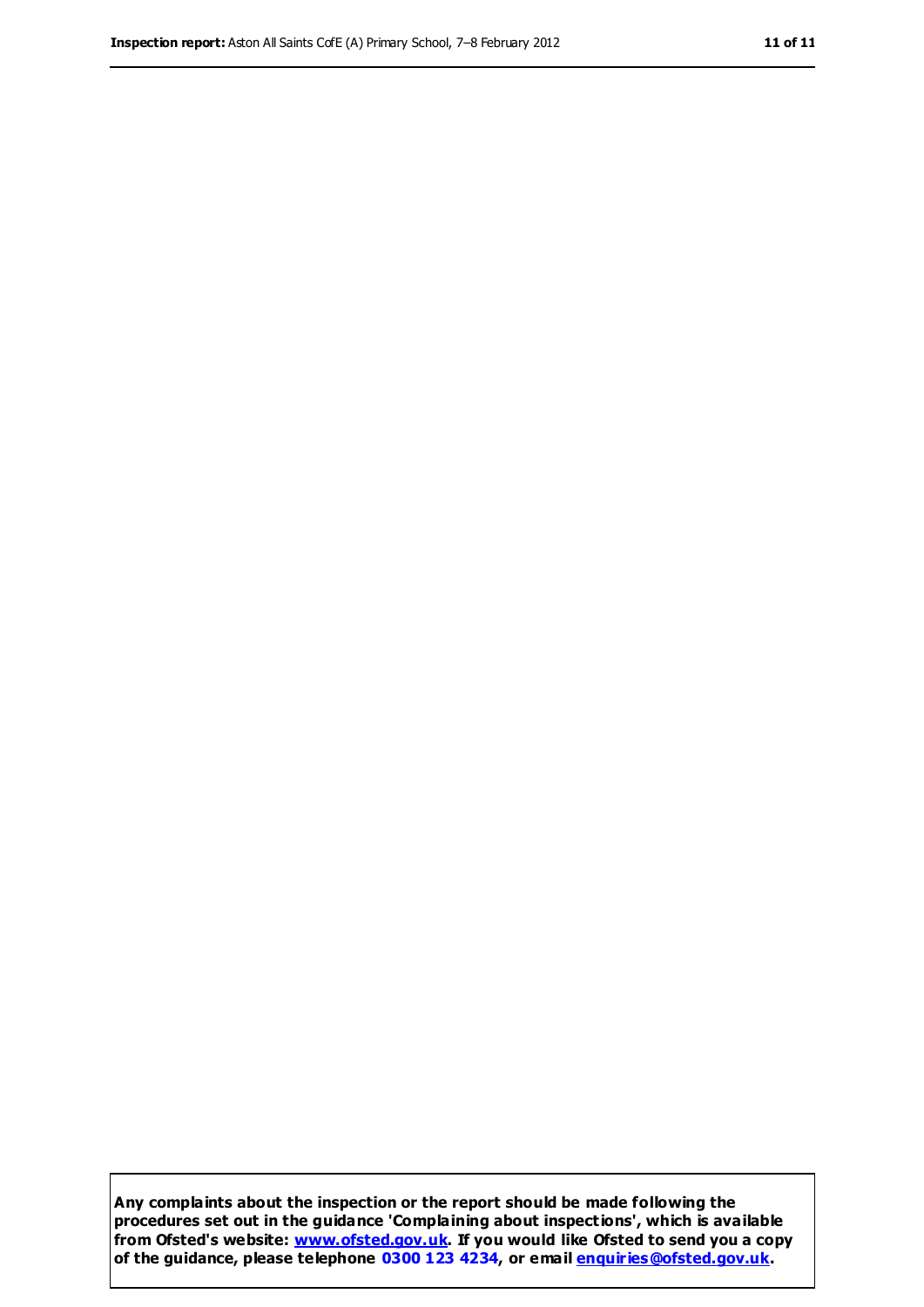**Any complaints about the inspection or the report should be made following the procedures set out in the guidance 'Complaining about inspections', which is available from Ofsted's website: www.ofsted.gov.uk. If you would like Ofsted to send you a copy of the guidance, please telephone 0300 123 4234, or email enquiries@ofsted.gov.uk.**